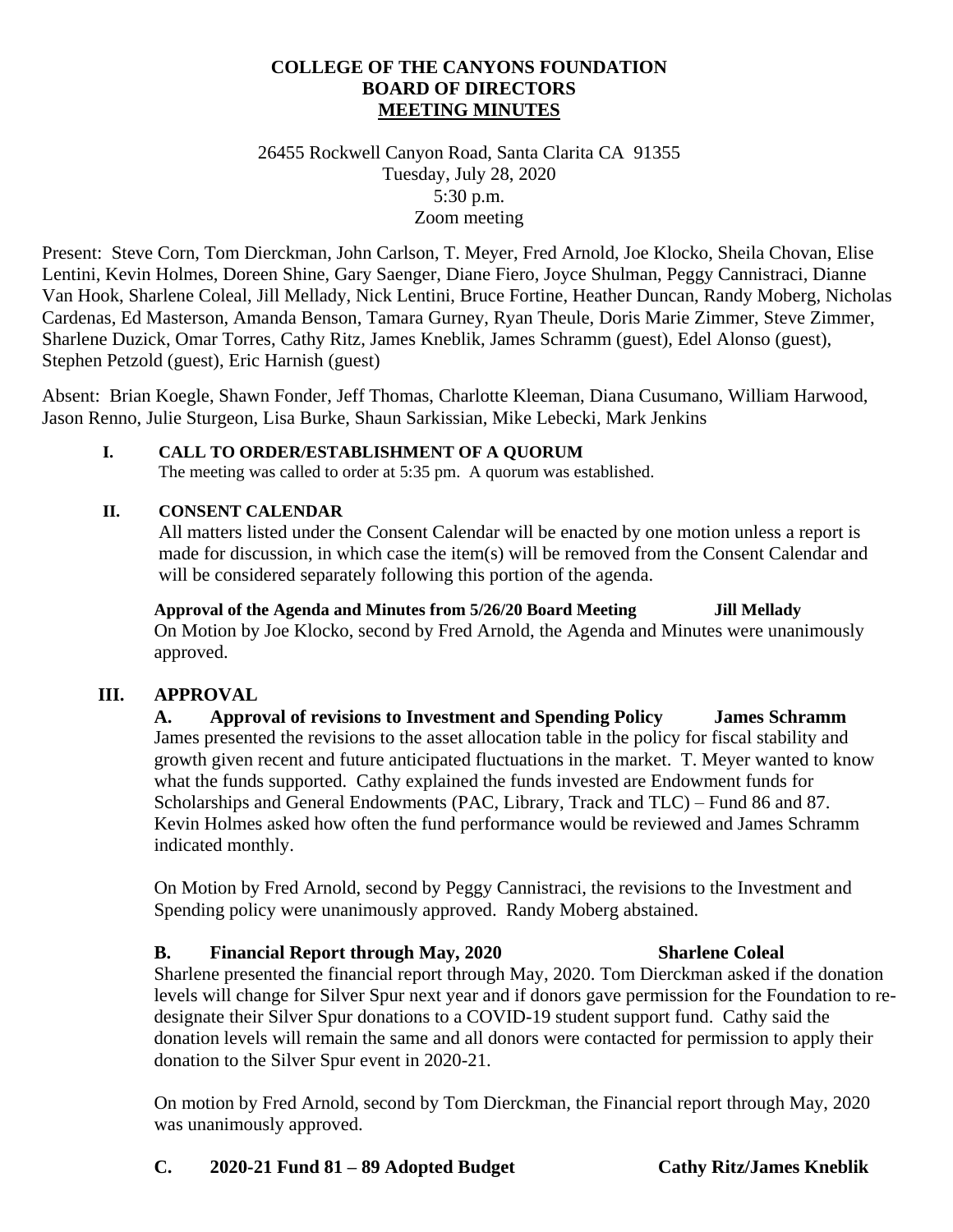**COLLEGE OF THE CANYONS FOUNDATION**
**BOARD OF DIRECTORS**
**MEETING MINUTES**

26455 Rockwell Canyon Road, Santa Clarita CA 91355
Tuesday, July 28, 2020
5:30 p.m.
Zoom meeting

Present: Steve Corn, Tom Dierckman, John Carlson, T. Meyer, Fred Arnold, Joe Klocko, Sheila Chovan, Elise Lentini, Kevin Holmes, Doreen Shine, Gary Saenger, Diane Fiero, Joyce Shulman, Peggy Cannistraci, Dianne Van Hook, Sharlene Coleal, Jill Mellady, Nick Lentini, Bruce Fortine, Heather Duncan, Randy Moberg, Nicholas Cardenas, Ed Masterson, Amanda Benson, Tamara Gurney, Ryan Theule, Doris Marie Zimmer, Steve Zimmer, Sharlene Duzick, Omar Torres, Cathy Ritz, James Kneblik, James Schramm (guest), Edel Alonso (guest), Stephen Petzold (guest), Eric Harnish (guest)

Absent: Brian Koegle, Shawn Fonder, Jeff Thomas, Charlotte Kleeman, Diana Cusumano, William Harwood, Jason Renno, Julie Sturgeon, Lisa Burke, Shaun Sarkissian, Mike Lebecki, Mark Jenkins

## I. CALL TO ORDER/ESTABLISHMENT OF A QUORUM

The meeting was called to order at 5:35 pm. A quorum was established.

## II. CONSENT CALENDAR

All matters listed under the Consent Calendar will be enacted by one motion unless a report is made for discussion, in which case the item(s) will be removed from the Consent Calendar and will be considered separately following this portion of the agenda.

**Approval of the Agenda and Minutes from 5/26/20 Board Meeting — Jill Mellady**

On Motion by Joe Klocko, second by Fred Arnold, the Agenda and Minutes were unanimously approved.

## III. APPROVAL

### A. Approval of revisions to Investment and Spending Policy — James Schramm

James presented the revisions to the asset allocation table in the policy for fiscal stability and growth given recent and future anticipated fluctuations in the market. T. Meyer wanted to know what the funds supported. Cathy explained the funds invested are Endowment funds for Scholarships and General Endowments (PAC, Library, Track and TLC) – Fund 86 and 87. Kevin Holmes asked how often the fund performance would be reviewed and James Schramm indicated monthly.

On Motion by Fred Arnold, second by Peggy Cannistraci, the revisions to the Investment and Spending policy were unanimously approved. Randy Moberg abstained.

### B. Financial Report through May, 2020 — Sharlene Coleal

Sharlene presented the financial report through May, 2020. Tom Dierckman asked if the donation levels will change for Silver Spur next year and if donors gave permission for the Foundation to re-designate their Silver Spur donations to a COVID-19 student support fund. Cathy said the donation levels will remain the same and all donors were contacted for permission to apply their donation to the Silver Spur event in 2020-21.

On motion by Fred Arnold, second by Tom Dierckman, the Financial report through May, 2020 was unanimously approved.

### C. 2020-21 Fund 81 – 89 Adopted Budget — Cathy Ritz/James Kneblik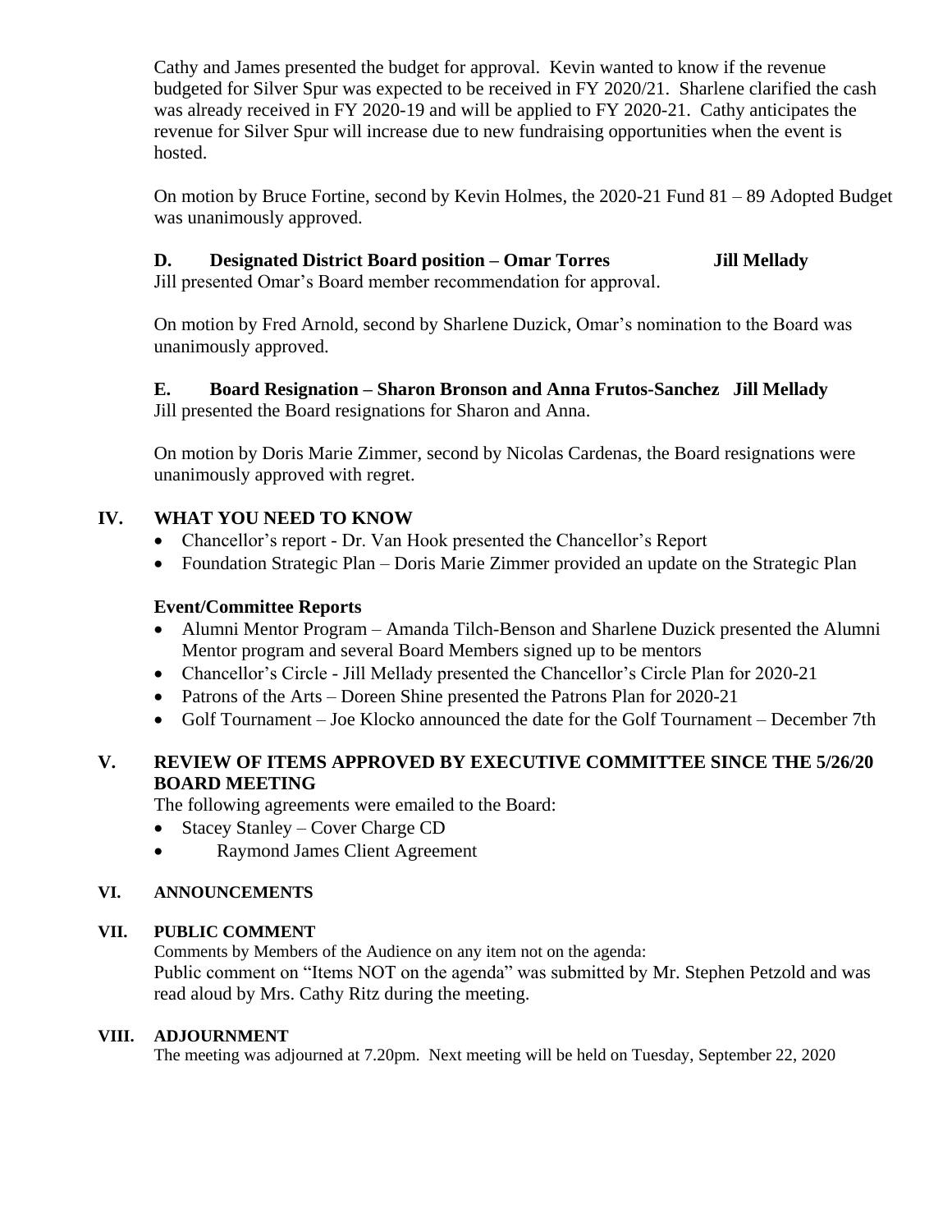Cathy and James presented the budget for approval. Kevin wanted to know if the revenue budgeted for Silver Spur was expected to be received in FY 2020/21. Sharlene clarified the cash was already received in FY 2020-19 and will be applied to FY 2020-21. Cathy anticipates the revenue for Silver Spur will increase due to new fundraising opportunities when the event is hosted.

On motion by Bruce Fortine, second by Kevin Holmes, the 2020-21 Fund 81 – 89 Adopted Budget was unanimously approved.

**D. Designated District Board position – Omar Torres Jill Mellady**

Jill presented Omar's Board member recommendation for approval.

On motion by Fred Arnold, second by Sharlene Duzick, Omar's nomination to the Board was unanimously approved.

**E. Board Resignation – Sharon Bronson and Anna Frutos-Sanchez Jill Mellady**

Jill presented the Board resignations for Sharon and Anna.

On motion by Doris Marie Zimmer, second by Nicolas Cardenas, the Board resignations were unanimously approved with regret.

## IV. WHAT YOU NEED TO KNOW

- Chancellor's report - Dr. Van Hook presented the Chancellor's Report
- Foundation Strategic Plan – Doris Marie Zimmer provided an update on the Strategic Plan

**Event/Committee Reports**

- Alumni Mentor Program – Amanda Tilch-Benson and Sharlene Duzick presented the Alumni Mentor program and several Board Members signed up to be mentors
- Chancellor's Circle - Jill Mellady presented the Chancellor's Circle Plan for 2020-21
- Patrons of the Arts – Doreen Shine presented the Patrons Plan for 2020-21
- Golf Tournament – Joe Klocko announced the date for the Golf Tournament – December 7th

## V. REVIEW OF ITEMS APPROVED BY EXECUTIVE COMMITTEE SINCE THE 5/26/20 BOARD MEETING

The following agreements were emailed to the Board:

- Stacey Stanley – Cover Charge CD
- Raymond James Client Agreement

## VI. ANNOUNCEMENTS

## VII. PUBLIC COMMENT

Comments by Members of the Audience on any item not on the agenda:

Public comment on "Items NOT on the agenda" was submitted by Mr. Stephen Petzold and was read aloud by Mrs. Cathy Ritz during the meeting.

## VIII. ADJOURNMENT

The meeting was adjourned at 7.20pm. Next meeting will be held on Tuesday, September 22, 2020